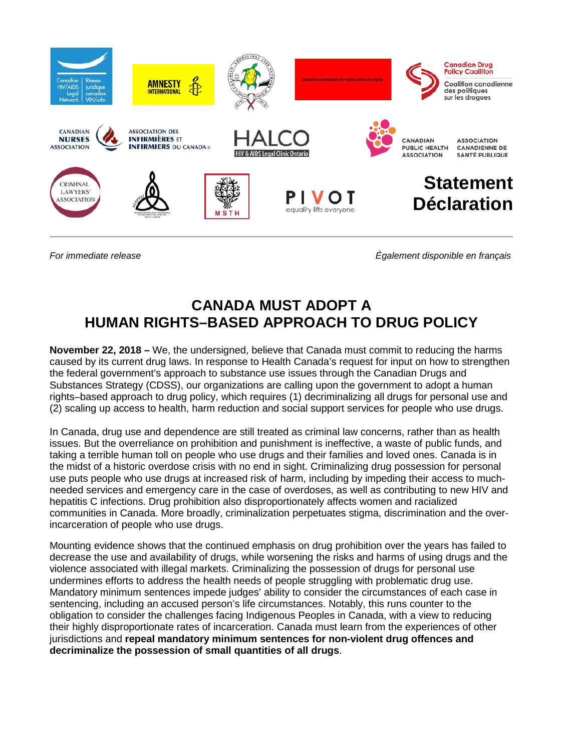**Statement**
**Déclaration**

*For immediate release* *Également disponible en français*

# CANADA MUST ADOPT A HUMAN RIGHTS–BASED APPROACH TO DRUG POLICY

**November 22, 2018 –** We, the undersigned, believe that Canada must commit to reducing the harms caused by its current drug laws. In response to Health Canada's request for input on how to strengthen the federal government's approach to substance use issues through the Canadian Drugs and Substances Strategy (CDSS), our organizations are calling upon the government to adopt a human rights–based approach to drug policy, which requires (1) decriminalizing all drugs for personal use and (2) scaling up access to health, harm reduction and social support services for people who use drugs.

In Canada, drug use and dependence are still treated as criminal law concerns, rather than as health issues. But the overreliance on prohibition and punishment is ineffective, a waste of public funds, and taking a terrible human toll on people who use drugs and their families and loved ones. Canada is in the midst of a historic overdose crisis with no end in sight. Criminalizing drug possession for personal use puts people who use drugs at increased risk of harm, including by impeding their access to much-needed services and emergency care in the case of overdoses, as well as contributing to new HIV and hepatitis C infections. Drug prohibition also disproportionately affects women and racialized communities in Canada. More broadly, criminalization perpetuates stigma, discrimination and the over-incarceration of people who use drugs.

Mounting evidence shows that the continued emphasis on drug prohibition over the years has failed to decrease the use and availability of drugs, while worsening the risks and harms of using drugs and the violence associated with illegal markets. Criminalizing the possession of drugs for personal use undermines efforts to address the health needs of people struggling with problematic drug use. Mandatory minimum sentences impede judges' ability to consider the circumstances of each case in sentencing, including an accused person's life circumstances. Notably, this runs counter to the obligation to consider the challenges facing Indigenous Peoples in Canada, with a view to reducing their highly disproportionate rates of incarceration. Canada must learn from the experiences of other jurisdictions and **repeal mandatory minimum sentences for non-violent drug offences and decriminalize the possession of small quantities of all drugs**.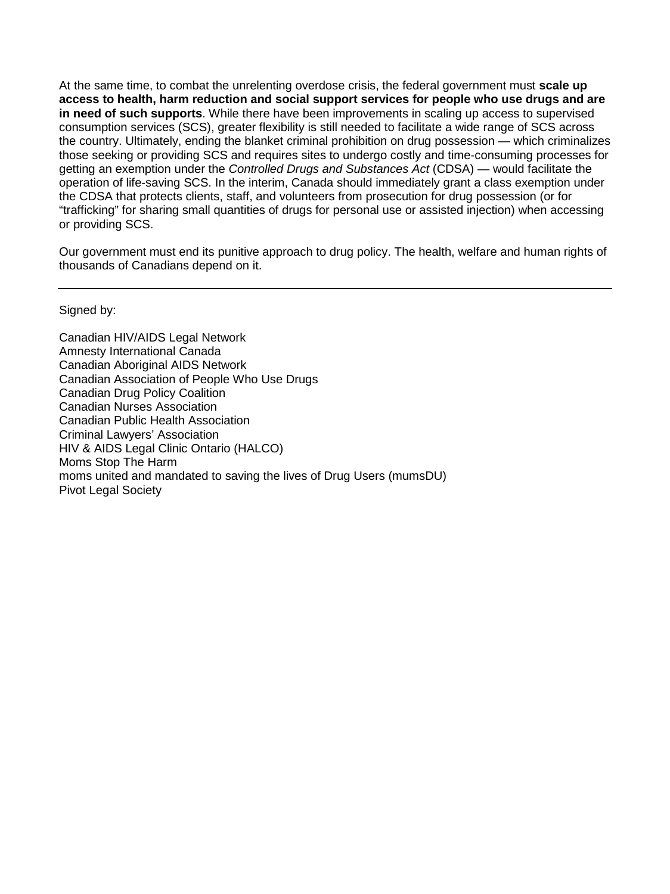At the same time, to combat the unrelenting overdose crisis, the federal government must **scale up access to health, harm reduction and social support services for people who use drugs and are in need of such supports**. While there have been improvements in scaling up access to supervised consumption services (SCS), greater flexibility is still needed to facilitate a wide range of SCS across the country. Ultimately, ending the blanket criminal prohibition on drug possession — which criminalizes those seeking or providing SCS and requires sites to undergo costly and time-consuming processes for getting an exemption under the *Controlled Drugs and Substances Act* (CDSA) — would facilitate the operation of life-saving SCS. In the interim, Canada should immediately grant a class exemption under the CDSA that protects clients, staff, and volunteers from prosecution for drug possession (or for "trafficking" for sharing small quantities of drugs for personal use or assisted injection) when accessing or providing SCS.

Our government must end its punitive approach to drug policy. The health, welfare and human rights of thousands of Canadians depend on it.

---

Signed by:

Canadian HIV/AIDS Legal Network
Amnesty International Canada
Canadian Aboriginal AIDS Network
Canadian Association of People Who Use Drugs
Canadian Drug Policy Coalition
Canadian Nurses Association
Canadian Public Health Association
Criminal Lawyers' Association
HIV & AIDS Legal Clinic Ontario (HALCO)
Moms Stop The Harm
moms united and mandated to saving the lives of Drug Users (mumsDU)
Pivot Legal Society